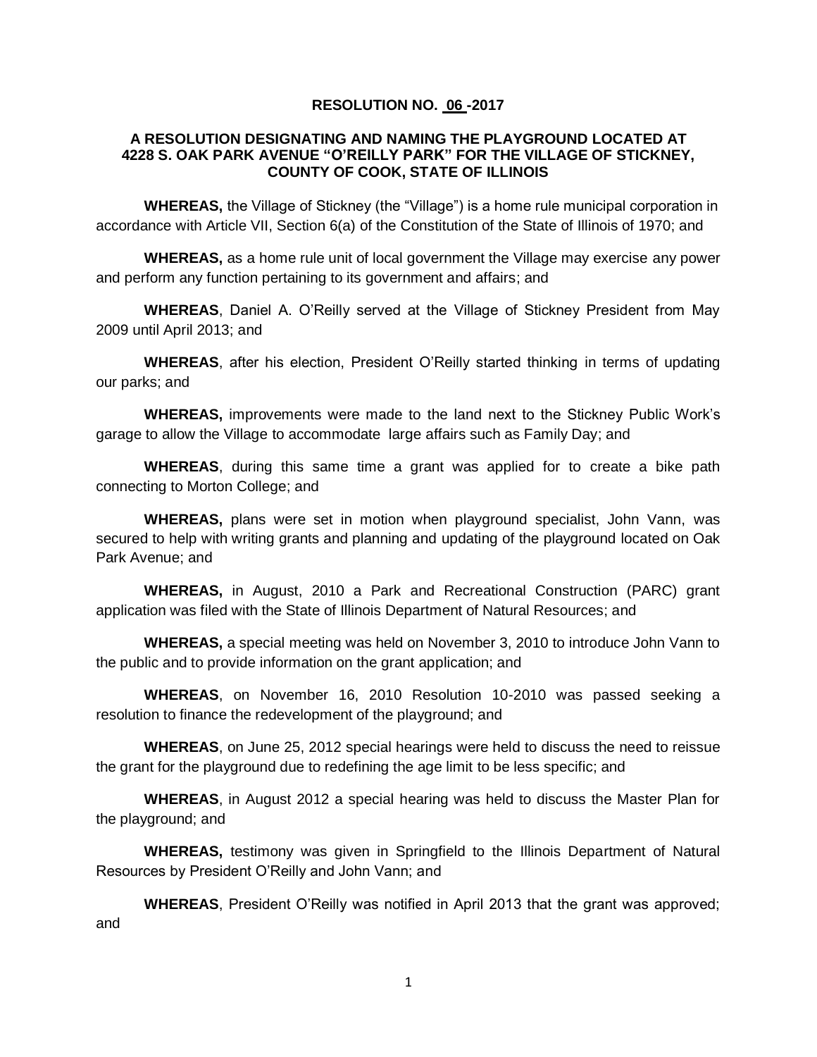# RESOLUTION NO. 06 -2017

## A RESOLUTION DESIGNATING AND NAMING THE PLAYGROUND LOCATED AT 4228 S. OAK PARK AVENUE "O'REILLY PARK" FOR THE VILLAGE OF STICKNEY, COUNTY OF COOK, STATE OF ILLINOIS

**WHEREAS,** the Village of Stickney (the "Village") is a home rule municipal corporation in accordance with Article VII, Section 6(a) of the Constitution of the State of Illinois of 1970; and

**WHEREAS,** as a home rule unit of local government the Village may exercise any power and perform any function pertaining to its government and affairs; and

**WHEREAS**, Daniel A. O'Reilly served at the Village of Stickney President from May 2009 until April 2013; and

**WHEREAS**, after his election, President O'Reilly started thinking in terms of updating our parks; and

**WHEREAS,** improvements were made to the land next to the Stickney Public Work's garage to allow the Village to accommodate large affairs such as Family Day; and

**WHEREAS**, during this same time a grant was applied for to create a bike path connecting to Morton College; and

**WHEREAS,** plans were set in motion when playground specialist, John Vann, was secured to help with writing grants and planning and updating of the playground located on Oak Park Avenue; and

**WHEREAS,** in August, 2010 a Park and Recreational Construction (PARC) grant application was filed with the State of Illinois Department of Natural Resources; and

**WHEREAS,** a special meeting was held on November 3, 2010 to introduce John Vann to the public and to provide information on the grant application; and

**WHEREAS**, on November 16, 2010 Resolution 10-2010 was passed seeking a resolution to finance the redevelopment of the playground; and

**WHEREAS**, on June 25, 2012 special hearings were held to discuss the need to reissue the grant for the playground due to redefining the age limit to be less specific; and

**WHEREAS**, in August 2012 a special hearing was held to discuss the Master Plan for the playground; and

**WHEREAS,** testimony was given in Springfield to the Illinois Department of Natural Resources by President O'Reilly and John Vann; and

**WHEREAS**, President O'Reilly was notified in April 2013 that the grant was approved; and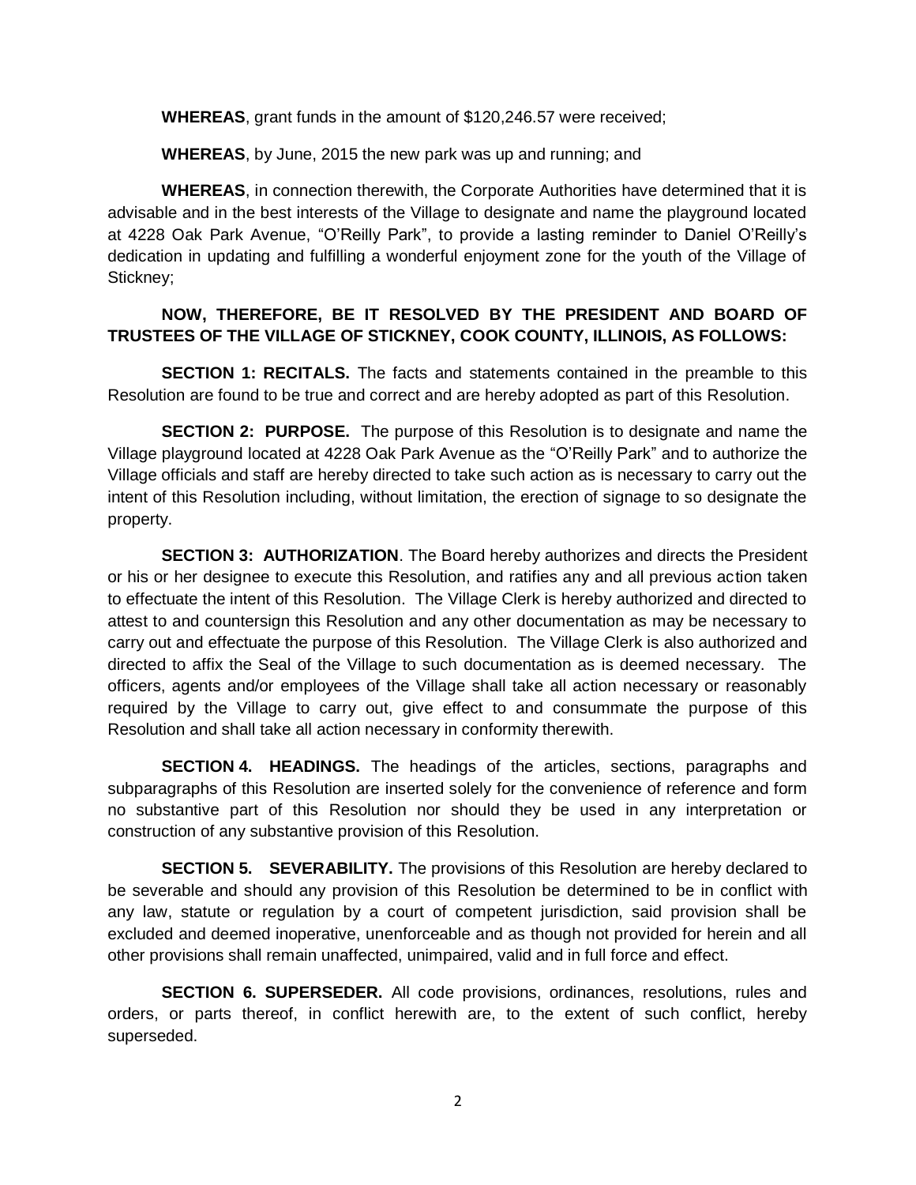**WHEREAS**, grant funds in the amount of $120,246.57 were received;

**WHEREAS**, by June, 2015 the new park was up and running; and

**WHEREAS**, in connection therewith, the Corporate Authorities have determined that it is advisable and in the best interests of the Village to designate and name the playground located at 4228 Oak Park Avenue, "O'Reilly Park", to provide a lasting reminder to Daniel O'Reilly's dedication in updating and fulfilling a wonderful enjoyment zone for the youth of the Village of Stickney;

**NOW, THEREFORE, BE IT RESOLVED BY THE PRESIDENT AND BOARD OF TRUSTEES OF THE VILLAGE OF STICKNEY, COOK COUNTY, ILLINOIS, AS FOLLOWS:**

**SECTION 1: RECITALS.** The facts and statements contained in the preamble to this Resolution are found to be true and correct and are hereby adopted as part of this Resolution.

**SECTION 2: PURPOSE.** The purpose of this Resolution is to designate and name the Village playground located at 4228 Oak Park Avenue as the "O'Reilly Park" and to authorize the Village officials and staff are hereby directed to take such action as is necessary to carry out the intent of this Resolution including, without limitation, the erection of signage to so designate the property.

**SECTION 3: AUTHORIZATION**. The Board hereby authorizes and directs the President or his or her designee to execute this Resolution, and ratifies any and all previous action taken to effectuate the intent of this Resolution. The Village Clerk is hereby authorized and directed to attest to and countersign this Resolution and any other documentation as may be necessary to carry out and effectuate the purpose of this Resolution. The Village Clerk is also authorized and directed to affix the Seal of the Village to such documentation as is deemed necessary. The officers, agents and/or employees of the Village shall take all action necessary or reasonably required by the Village to carry out, give effect to and consummate the purpose of this Resolution and shall take all action necessary in conformity therewith.

**SECTION 4. HEADINGS.** The headings of the articles, sections, paragraphs and subparagraphs of this Resolution are inserted solely for the convenience of reference and form no substantive part of this Resolution nor should they be used in any interpretation or construction of any substantive provision of this Resolution.

**SECTION 5. SEVERABILITY.** The provisions of this Resolution are hereby declared to be severable and should any provision of this Resolution be determined to be in conflict with any law, statute or regulation by a court of competent jurisdiction, said provision shall be excluded and deemed inoperative, unenforceable and as though not provided for herein and all other provisions shall remain unaffected, unimpaired, valid and in full force and effect.

**SECTION 6. SUPERSEDER.** All code provisions, ordinances, resolutions, rules and orders, or parts thereof, in conflict herewith are, to the extent of such conflict, hereby superseded.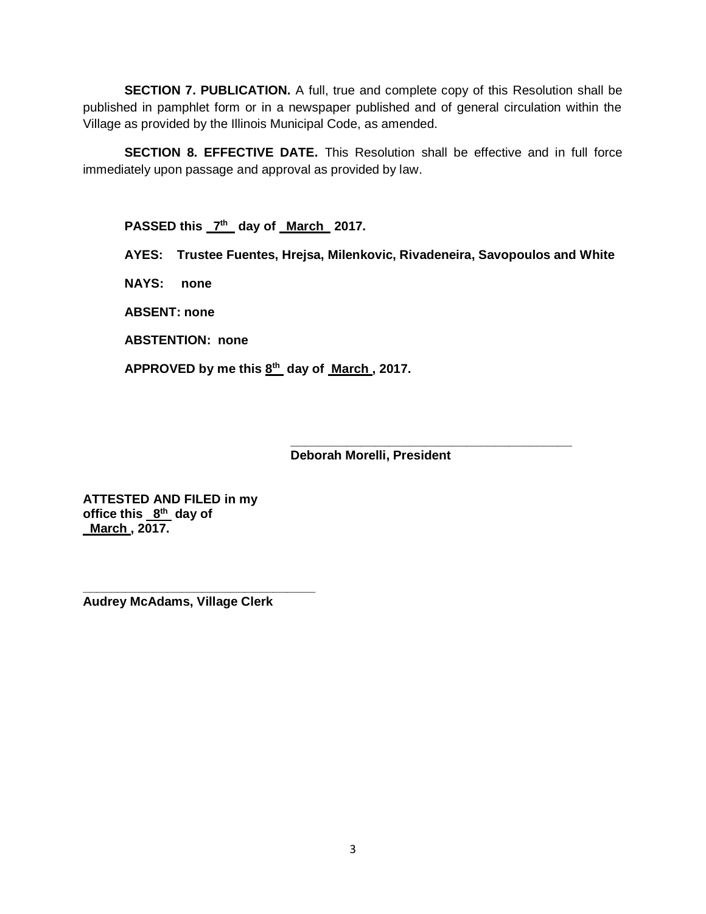**SECTION 7. PUBLICATION.** A full, true and complete copy of this Resolution shall be published in pamphlet form or in a newspaper published and of general circulation within the Village as provided by the Illinois Municipal Code, as amended.

**SECTION 8. EFFECTIVE DATE.** This Resolution shall be effective and in full force immediately upon passage and approval as provided by law.

**PASSED this 7th day of March 2017.**

**AYES: Trustee Fuentes, Hrejsa, Milenkovic, Rivadeneira, Savopoulos and White**

**NAYS: none**

**ABSENT: none**

**ABSTENTION: none**

**APPROVED by me this 8th day of March, 2017.**

\_\_\_\_\_\_\_\_\_\_\_\_\_\_\_\_\_\_\_\_\_\_\_\_\_\_\_\_\_\_\_\_\_\_\_\_\_\_\_\_
**Deborah Morelli, President**

**ATTESTED AND FILED in my office this 8th day of March, 2017.**

\_\_\_\_\_\_\_\_\_\_\_\_\_\_\_\_\_\_\_\_\_\_\_\_\_\_\_\_\_\_\_\_\_\_\_\_
**Audrey McAdams, Village Clerk**